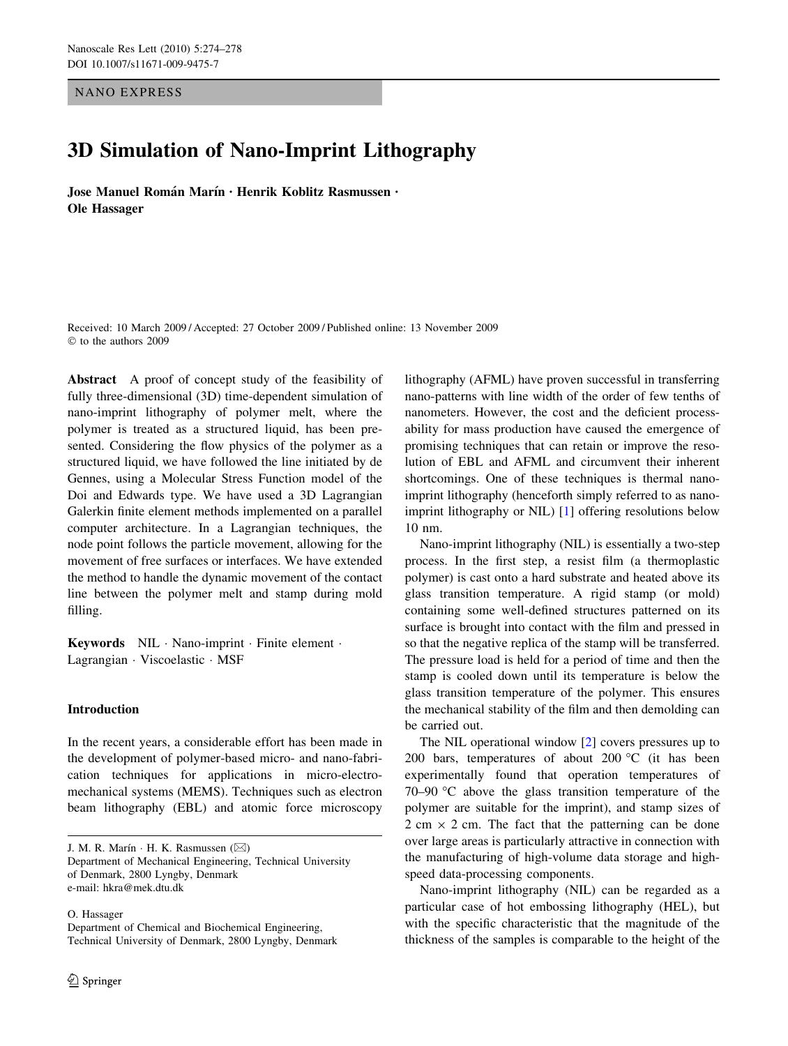NANO EXPRESS

# 3D Simulation of Nano-Imprint Lithography

**Jose Manuel Román Marín · Henrik Koblitz Rasmussen · Ole Hassager**

Received: 10 March 2009 / Accepted: 27 October 2009 / Published online: 13 November 2009
© to the authors 2009

**Abstract** A proof of concept study of the feasibility of fully three-dimensional (3D) time-dependent simulation of nano-imprint lithography of polymer melt, where the polymer is treated as a structured liquid, has been presented. Considering the flow physics of the polymer as a structured liquid, we have followed the line initiated by de Gennes, using a Molecular Stress Function model of the Doi and Edwards type. We have used a 3D Lagrangian Galerkin finite element methods implemented on a parallel computer architecture. In a Lagrangian techniques, the node point follows the particle movement, allowing for the movement of free surfaces or interfaces. We have extended the method to handle the dynamic movement of the contact line between the polymer melt and stamp during mold filling.

**Keywords** NIL · Nano-imprint · Finite element · Lagrangian · Viscoelastic · MSF

## Introduction

In the recent years, a considerable effort has been made in the development of polymer-based micro- and nano-fabrication techniques for applications in micro-electro-mechanical systems (MEMS). Techniques such as electron beam lithography (EBL) and atomic force microscopy lithography (AFML) have proven successful in transferring nano-patterns with line width of the order of few tenths of nanometers. However, the cost and the deficient processability for mass production have caused the emergence of promising techniques that can retain or improve the resolution of EBL and AFML and circumvent their inherent shortcomings. One of these techniques is thermal nano-imprint lithography (henceforth simply referred to as nano-imprint lithography or NIL) [1] offering resolutions below 10 nm.

Nano-imprint lithography (NIL) is essentially a two-step process. In the first step, a resist film (a thermoplastic polymer) is cast onto a hard substrate and heated above its glass transition temperature. A rigid stamp (or mold) containing some well-defined structures patterned on its surface is brought into contact with the film and pressed in so that the negative replica of the stamp will be transferred. The pressure load is held for a period of time and then the stamp is cooled down until its temperature is below the glass transition temperature of the polymer. This ensures the mechanical stability of the film and then demolding can be carried out.

The NIL operational window [2] covers pressures up to 200 bars, temperatures of about 200 °C (it has been experimentally found that operation temperatures of 70–90 °C above the glass transition temperature of the polymer are suitable for the imprint), and stamp sizes of 2 cm × 2 cm. The fact that the patterning can be done over large areas is particularly attractive in connection with the manufacturing of high-volume data storage and high-speed data-processing components.

Nano-imprint lithography (NIL) can be regarded as a particular case of hot embossing lithography (HEL), but with the specific characteristic that the magnitude of the thickness of the samples is comparable to the height of the

---

J. M. R. Marín · H. K. Rasmussen (✉)
Department of Mechanical Engineering, Technical University of Denmark, 2800 Lyngby, Denmark
e-mail: hkra@mek.dtu.dk

O. Hassager
Department of Chemical and Biochemical Engineering, Technical University of Denmark, 2800 Lyngby, Denmark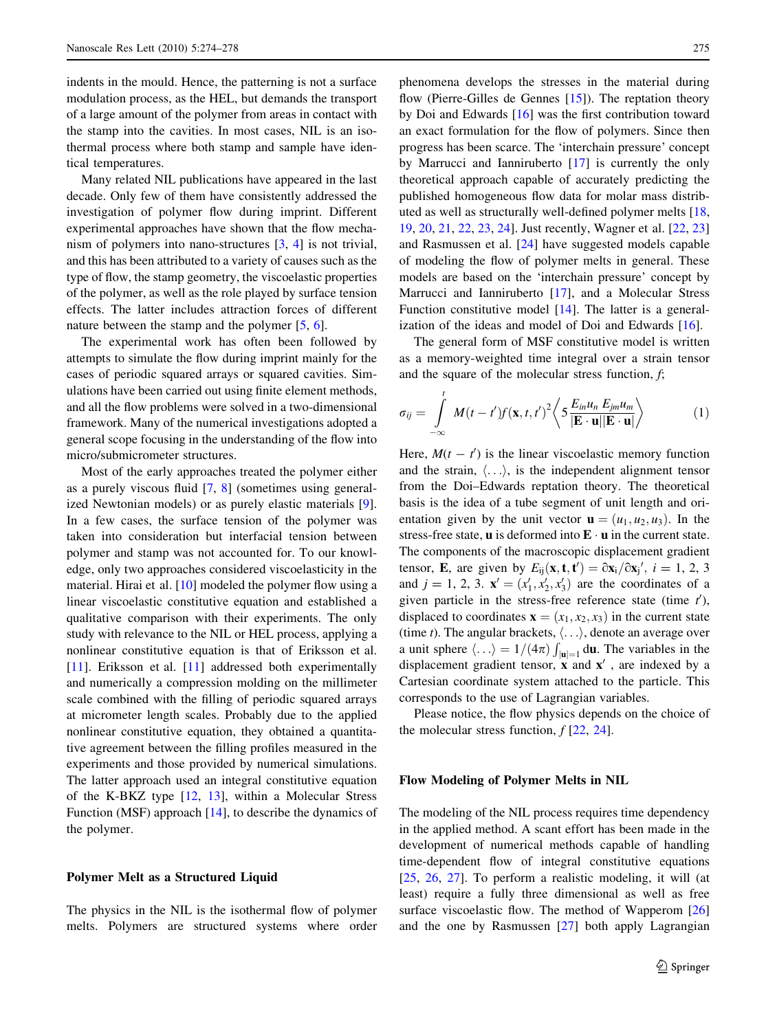indents in the mould. Hence, the patterning is not a surface modulation process, as the HEL, but demands the transport of a large amount of the polymer from areas in contact with the stamp into the cavities. In most cases, NIL is an isothermal process where both stamp and sample have identical temperatures.

Many related NIL publications have appeared in the last decade. Only few of them have consistently addressed the investigation of polymer flow during imprint. Different experimental approaches have shown that the flow mechanism of polymers into nano-structures [3, 4] is not trivial, and this has been attributed to a variety of causes such as the type of flow, the stamp geometry, the viscoelastic properties of the polymer, as well as the role played by surface tension effects. The latter includes attraction forces of different nature between the stamp and the polymer [5, 6].

The experimental work has often been followed by attempts to simulate the flow during imprint mainly for the cases of periodic squared arrays or squared cavities. Simulations have been carried out using finite element methods, and all the flow problems were solved in a two-dimensional framework. Many of the numerical investigations adopted a general scope focusing in the understanding of the flow into micro/submicrometer structures.

Most of the early approaches treated the polymer either as a purely viscous fluid [7, 8] (sometimes using generalized Newtonian models) or as purely elastic materials [9]. In a few cases, the surface tension of the polymer was taken into consideration but interfacial tension between polymer and stamp was not accounted for. To our knowledge, only two approaches considered viscoelasticity in the material. Hirai et al. [10] modeled the polymer flow using a linear viscoelastic constitutive equation and established a qualitative comparison with their experiments. The only study with relevance to the NIL or HEL process, applying a nonlinear constitutive equation is that of Eriksson et al. [11]. Eriksson et al. [11] addressed both experimentally and numerically a compression molding on the millimeter scale combined with the filling of periodic squared arrays at micrometer length scales. Probably due to the applied nonlinear constitutive equation, they obtained a quantitative agreement between the filling profiles measured in the experiments and those provided by numerical simulations. The latter approach used an integral constitutive equation of the K-BKZ type [12, 13], within a Molecular Stress Function (MSF) approach [14], to describe the dynamics of the polymer.

## Polymer Melt as a Structured Liquid

The physics in the NIL is the isothermal flow of polymer melts. Polymers are structured systems where order phenomena develops the stresses in the material during flow (Pierre-Gilles de Gennes [15]). The reptation theory by Doi and Edwards [16] was the first contribution toward an exact formulation for the flow of polymers. Since then progress has been scarce. The 'interchain pressure' concept by Marrucci and Ianniruberto [17] is currently the only theoretical approach capable of accurately predicting the published homogeneous flow data for molar mass distributed as well as structurally well-defined polymer melts [18, 19, 20, 21, 22, 23, 24]. Just recently, Wagner et al. [22, 23] and Rasmussen et al. [24] have suggested models capable of modeling the flow of polymer melts in general. These models are based on the 'interchain pressure' concept by Marrucci and Ianniruberto [17], and a Molecular Stress Function constitutive model [14]. The latter is a generalization of the ideas and model of Doi and Edwards [16].

The general form of MSF constitutive model is written as a memory-weighted time integral over a strain tensor and the square of the molecular stress function, $f$;

$$\sigma_{ij} = \int_{-\infty}^{t} M(t-t')f(\mathbf{x},t,t')^2 \left\langle 5\frac{E_{in}u_n\,E_{jm}u_m}{|\mathbf{E}\cdot\mathbf{u}||\mathbf{E}\cdot\mathbf{u}|} \right\rangle \tag{1}$$

Here, $M(t-t')$ is the linear viscoelastic memory function and the strain, $\langle\ldots\rangle$, is the independent alignment tensor from the Doi–Edwards reptation theory. The theoretical basis is the idea of a tube segment of unit length and orientation given by the unit vector $\mathbf{u} = (u_1, u_2, u_3)$. In the stress-free state, $\mathbf{u}$ is deformed into $\mathbf{E}\cdot\mathbf{u}$ in the current state. The components of the macroscopic displacement gradient tensor, $\mathbf{E}$, are given by $E_{ij}(\mathbf{x},\mathbf{t},\mathbf{t}') = \partial\mathbf{x}_i/\partial\mathbf{x}_j{}'$, $i = 1, 2, 3$ and $j = 1, 2, 3$. $\mathbf{x}' = (x_1', x_2', x_3')$ are the coordinates of a given particle in the stress-free reference state (time $t'$), displaced to coordinates $\mathbf{x} = (x_1, x_2, x_3)$ in the current state (time $t$). The angular brackets, $\langle\ldots\rangle$, denote an average over a unit sphere $\langle\ldots\rangle = 1/(4\pi)\int_{|\mathbf{u}|=1} d\mathbf{u}$. The variables in the displacement gradient tensor, $\mathbf{x}$ and $\mathbf{x}'$, are indexed by a Cartesian coordinate system attached to the particle. This corresponds to the use of Lagrangian variables.

Please notice, the flow physics depends on the choice of the molecular stress function, $f$ [22, 24].

## Flow Modeling of Polymer Melts in NIL

The modeling of the NIL process requires time dependency in the applied method. A scant effort has been made in the development of numerical methods capable of handling time-dependent flow of integral constitutive equations [25, 26, 27]. To perform a realistic modeling, it will (at least) require a fully three dimensional as well as free surface viscoelastic flow. The method of Wapperom [26] and the one by Rasmussen [27] both apply Lagrangian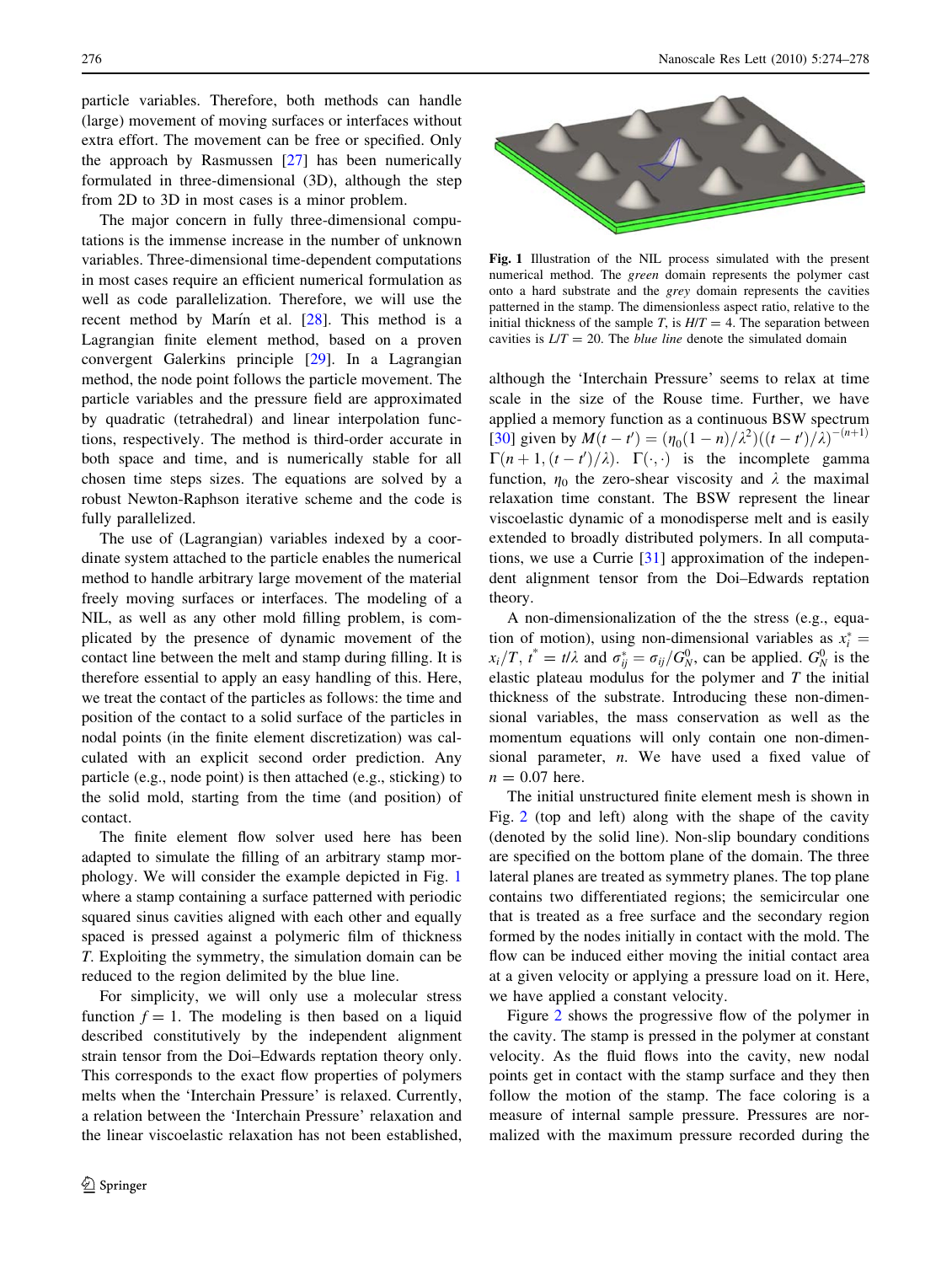particle variables. Therefore, both methods can handle (large) movement of moving surfaces or interfaces without extra effort. The movement can be free or specified. Only the approach by Rasmussen [27] has been numerically formulated in three-dimensional (3D), although the step from 2D to 3D in most cases is a minor problem.

The major concern in fully three-dimensional computations is the immense increase in the number of unknown variables. Three-dimensional time-dependent computations in most cases require an efficient numerical formulation as well as code parallelization. Therefore, we will use the recent method by Marín et al. [28]. This method is a Lagrangian finite element method, based on a proven convergent Galerkins principle [29]. In a Lagrangian method, the node point follows the particle movement. The particle variables and the pressure field are approximated by quadratic (tetrahedral) and linear interpolation functions, respectively. The method is third-order accurate in both space and time, and is numerically stable for all chosen time steps sizes. The equations are solved by a robust Newton-Raphson iterative scheme and the code is fully parallelized.

The use of (Lagrangian) variables indexed by a coordinate system attached to the particle enables the numerical method to handle arbitrary large movement of the material freely moving surfaces or interfaces. The modeling of a NIL, as well as any other mold filling problem, is complicated by the presence of dynamic movement of the contact line between the melt and stamp during filling. It is therefore essential to apply an easy handling of this. Here, we treat the contact of the particles as follows: the time and position of the contact to a solid surface of the particles in nodal points (in the finite element discretization) was calculated with an explicit second order prediction. Any particle (e.g., node point) is then attached (e.g., sticking) to the solid mold, starting from the time (and position) of contact.

The finite element flow solver used here has been adapted to simulate the filling of an arbitrary stamp morphology. We will consider the example depicted in Fig. 1 where a stamp containing a surface patterned with periodic squared sinus cavities aligned with each other and equally spaced is pressed against a polymeric film of thickness $T$. Exploiting the symmetry, the simulation domain can be reduced to the region delimited by the blue line.

For simplicity, we will only use a molecular stress function $f = 1$. The modeling is then based on a liquid described constitutively by the independent alignment strain tensor from the Doi–Edwards reptation theory only. This corresponds to the exact flow properties of polymers melts when the 'Interchain Pressure' is relaxed. Currently, a relation between the 'Interchain Pressure' relaxation and the linear viscoelastic relaxation has not been established,

**Fig. 1** Illustration of the NIL process simulated with the present numerical method. The *green* domain represents the polymer cast onto a hard substrate and the *grey* domain represents the cavities patterned in the stamp. The dimensionless aspect ratio, relative to the initial thickness of the sample $T$, is $H/T = 4$. The separation between cavities is $L/T = 20$. The *blue line* denote the simulated domain

although the 'Interchain Pressure' seems to relax at time scale in the size of the Rouse time. Further, we have applied a memory function as a continuous BSW spectrum [30] given by $M(t-t') = (\eta_0(1-n)/\lambda^2)((t-t')/\lambda)^{-(n+1)}$ $\Gamma(n+1,(t-t')/\lambda)$. $\Gamma(\cdot,\cdot)$ is the incomplete gamma function, $\eta_0$ the zero-shear viscosity and $\lambda$ the maximal relaxation time constant. The BSW represent the linear viscoelastic dynamic of a monodisperse melt and is easily extended to broadly distributed polymers. In all computations, we use a Currie [31] approximation of the independent alignment tensor from the Doi–Edwards reptation theory.

A non-dimensionalization of the the stress (e.g., equation of motion), using non-dimensional variables as $x_i^* = x_i/T$, $t^* = t/\lambda$ and $\sigma_{ij}^* = \sigma_{ij}/G_N^0$, can be applied. $G_N^0$ is the elastic plateau modulus for the polymer and $T$ the initial thickness of the substrate. Introducing these non-dimensional variables, the mass conservation as well as the momentum equations will only contain one non-dimensional parameter, $n$. We have used a fixed value of $n = 0.07$ here.

The initial unstructured finite element mesh is shown in Fig. 2 (top and left) along with the shape of the cavity (denoted by the solid line). Non-slip boundary conditions are specified on the bottom plane of the domain. The three lateral planes are treated as symmetry planes. The top plane contains two differentiated regions; the semicircular one that is treated as a free surface and the secondary region formed by the nodes initially in contact with the mold. The flow can be induced either moving the initial contact area at a given velocity or applying a pressure load on it. Here, we have applied a constant velocity.

Figure 2 shows the progressive flow of the polymer in the cavity. The stamp is pressed in the polymer at constant velocity. As the fluid flows into the cavity, new nodal points get in contact with the stamp surface and they then follow the motion of the stamp. The face coloring is a measure of internal sample pressure. Pressures are normalized with the maximum pressure recorded during the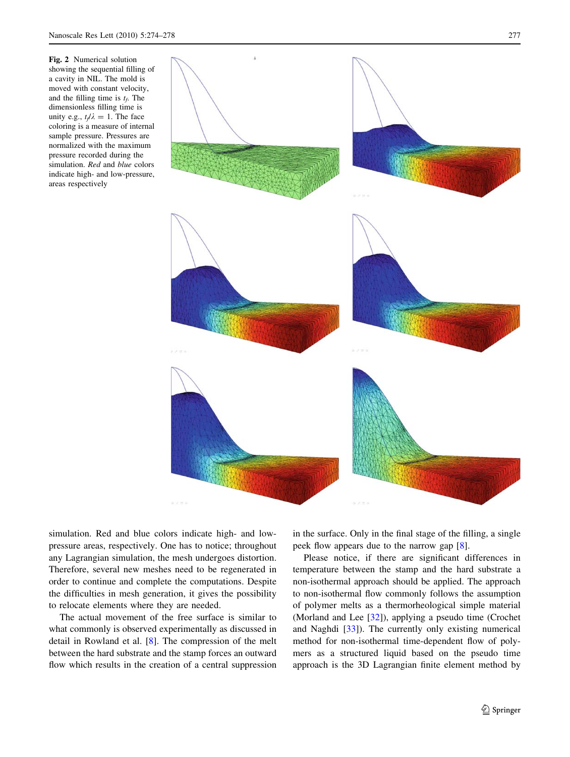**Fig. 2** Numerical solution showing the sequential filling of a cavity in NIL. The mold is moved with constant velocity, and the filling time is $t_f$. The dimensionless filling time is unity e.g., $t_f/\lambda = 1$. The face coloring is a measure of internal sample pressure. Pressures are normalized with the maximum pressure recorded during the simulation. *Red* and *blue* colors indicate high- and low-pressure, areas respectively

simulation. Red and blue colors indicate high- and low-pressure areas, respectively. One has to notice; throughout any Lagrangian simulation, the mesh undergoes distortion. Therefore, several new meshes need to be regenerated in order to continue and complete the computations. Despite the difficulties in mesh generation, it gives the possibility to relocate elements where they are needed.

The actual movement of the free surface is similar to what commonly is observed experimentally as discussed in detail in Rowland et al. [8]. The compression of the melt between the hard substrate and the stamp forces an outward flow which results in the creation of a central suppression in the surface. Only in the final stage of the filling, a single peek flow appears due to the narrow gap [8].

Please notice, if there are significant differences in temperature between the stamp and the hard substrate a non-isothermal approach should be applied. The approach to non-isothermal flow commonly follows the assumption of polymer melts as a thermorheological simple material (Morland and Lee [32]), applying a pseudo time (Crochet and Naghdi [33]). The currently only existing numerical method for non-isothermal time-dependent flow of polymers as a structured liquid based on the pseudo time approach is the 3D Lagrangian finite element method by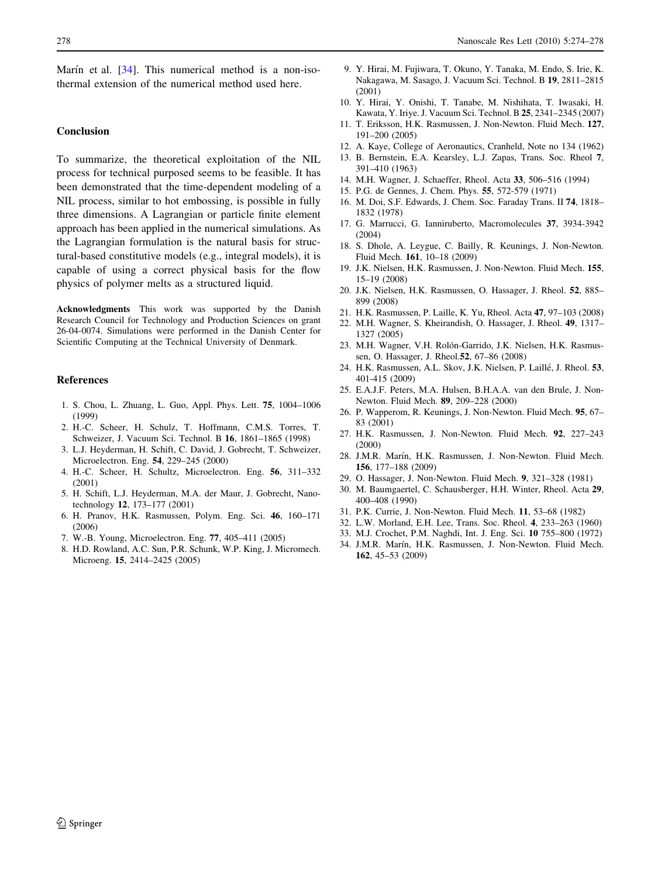Marín et al. [34]. This numerical method is a non-isothermal extension of the numerical method used here.

## Conclusion

To summarize, the theoretical exploitation of the NIL process for technical purposed seems to be feasible. It has been demonstrated that the time-dependent modeling of a NIL process, similar to hot embossing, is possible in fully three dimensions. A Lagrangian or particle finite element approach has been applied in the numerical simulations. As the Lagrangian formulation is the natural basis for structural-based constitutive models (e.g., integral models), it is capable of using a correct physical basis for the flow physics of polymer melts as a structured liquid.

**Acknowledgments** This work was supported by the Danish Research Council for Technology and Production Sciences on grant 26-04-0074. Simulations were performed in the Danish Center for Scientific Computing at the Technical University of Denmark.

## References

1. S. Chou, L. Zhuang, L. Guo, Appl. Phys. Lett. **75**, 1004–1006 (1999)
2. H.-C. Scheer, H. Schulz, T. Hoffmann, C.M.S. Torres, T. Schweizer, J. Vacuum Sci. Technol. B **16**, 1861–1865 (1998)
3. L.J. Heyderman, H. Schift, C. David, J. Gobrecht, T. Schweizer, Microelectron. Eng. **54**, 229–245 (2000)
4. H.-C. Scheer, H. Schultz, Microelectron. Eng. **56**, 311–332 (2001)
5. H. Schift, L.J. Heyderman, M.A. der Maur, J. Gobrecht, Nanotechnology **12**, 173–177 (2001)
6. H. Pranov, H.K. Rasmussen, Polym. Eng. Sci. **46**, 160–171 (2006)
7. W.-B. Young, Microelectron. Eng. **77**, 405–411 (2005)
8. H.D. Rowland, A.C. Sun, P.R. Schunk, W.P. King, J. Micromech. Microeng. **15**, 2414–2425 (2005)
9. Y. Hirai, M. Fujiwara, T. Okuno, Y. Tanaka, M. Endo, S. Irie, K. Nakagawa, M. Sasago, J. Vacuum Sci. Technol. B **19**, 2811–2815 (2001)
10. Y. Hirai, Y. Onishi, T. Tanabe, M. Nishihata, T. Iwasaki, H. Kawata, Y. Iriye. J. Vacuum Sci. Technol. B **25**, 2341–2345 (2007)
11. T. Eriksson, H.K. Rasmussen, J. Non-Newton. Fluid Mech. **127**, 191–200 (2005)
12. A. Kaye, College of Aeronautics, Cranheld, Note no 134 (1962)
13. B. Bernstein, E.A. Kearsley, L.J. Zapas, Trans. Soc. Rheol **7**, 391–410 (1963)
14. M.H. Wagner, J. Schaeffer, Rheol. Acta **33**, 506–516 (1994)
15. P.G. de Gennes, J. Chem. Phys. **55**, 572-579 (1971)
16. M. Doi, S.F. Edwards, J. Chem. Soc. Faraday Trans. II **74**, 1818–1832 (1978)
17. G. Marrucci, G. Ianniruberto, Macromolecules **37**, 3934-3942 (2004)
18. S. Dhole, A. Leygue, C. Bailly, R. Keunings, J. Non-Newton. Fluid Mech. **161**, 10–18 (2009)
19. J.K. Nielsen, H.K. Rasmussen, J. Non-Newton. Fluid Mech. **155**, 15–19 (2008)
20. J.K. Nielsen, H.K. Rasmussen, O. Hassager, J. Rheol. **52**, 885–899 (2008)
21. H.K. Rasmussen, P. Laille, K. Yu, Rheol. Acta **47**, 97–103 (2008)
22. M.H. Wagner, S. Kheirandish, O. Hassager, J. Rheol. **49**, 1317–1327 (2005)
23. M.H. Wagner, V.H. Rolón-Garrido, J.K. Nielsen, H.K. Rasmussen, O. Hassager, J. Rheol.**52**, 67–86 (2008)
24. H.K. Rasmussen, A.L. Skov, J.K. Nielsen, P. Laillé, J. Rheol. **53**, 401-415 (2009)
25. E.A.J.F. Peters, M.A. Hulsen, B.H.A.A. van den Brule, J. Non-Newton. Fluid Mech. **89**, 209–228 (2000)
26. P. Wapperom, R. Keunings, J. Non-Newton. Fluid Mech. **95**, 67–83 (2001)
27. H.K. Rasmussen, J. Non-Newton. Fluid Mech. **92**, 227–243 (2000)
28. J.M.R. Marín, H.K. Rasmussen, J. Non-Newton. Fluid Mech. **156**, 177–188 (2009)
29. O. Hassager, J. Non-Newton. Fluid Mech. **9**, 321–328 (1981)
30. M. Baumgaertel, C. Schausberger, H.H. Winter, Rheol. Acta **29**, 400–408 (1990)
31. P.K. Currie, J. Non-Newton. Fluid Mech. **11**, 53–68 (1982)
32. L.W. Morland, E.H. Lee, Trans. Soc. Rheol. **4**, 233–263 (1960)
33. M.J. Crochet, P.M. Naghdi, Int. J. Eng. Sci. **10** 755–800 (1972)
34. J.M.R. Marín, H.K. Rasmussen, J. Non-Newton. Fluid Mech. **162**, 45–53 (2009)